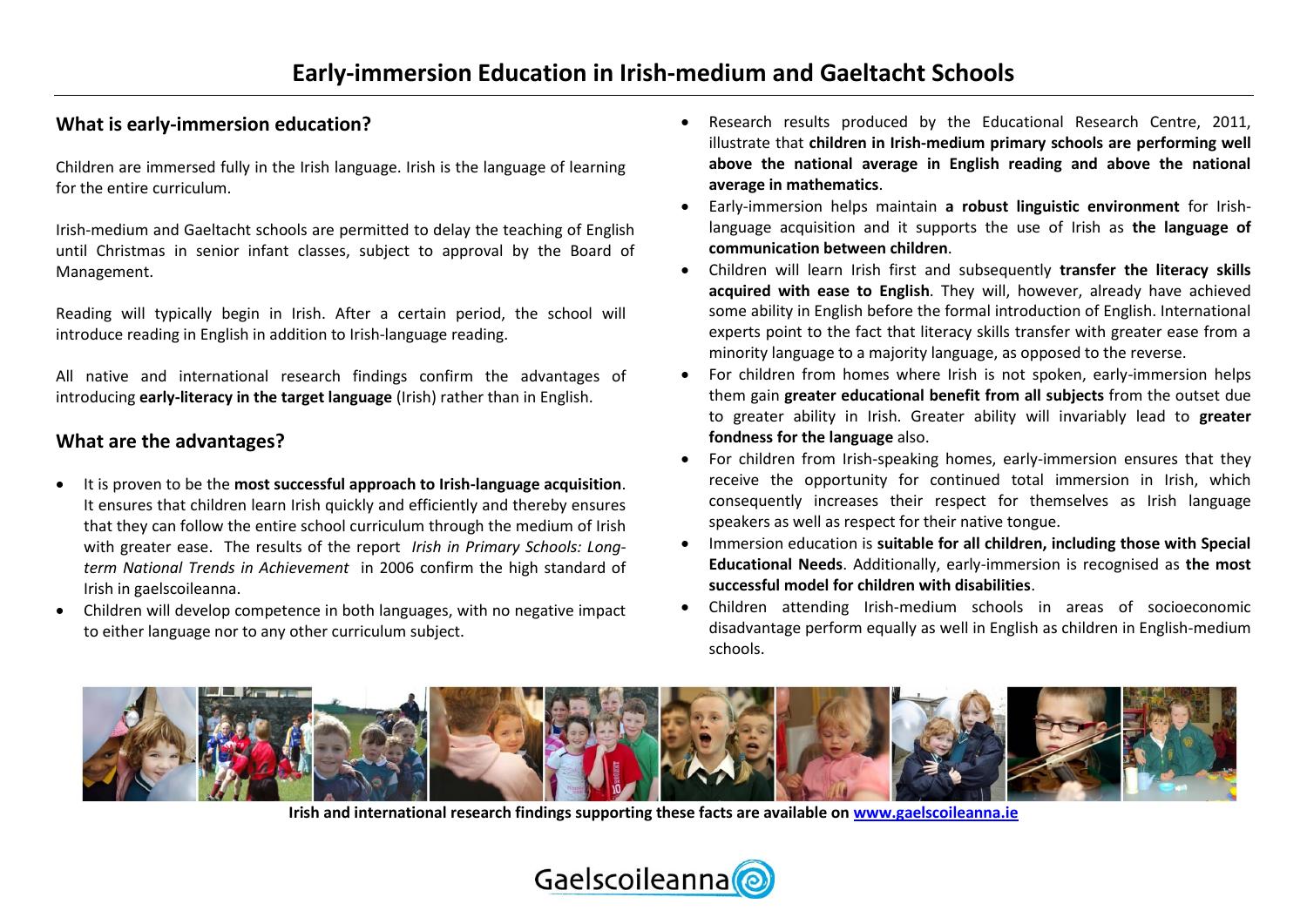# Early-immersion Education in Irish-medium and Gaeltacht Schools

## What is early-immersion education?

Children are immersed fully in the Irish language. Irish is the language of learning for the entire curriculum.

Irish-medium and Gaeltacht schools are permitted to delay the teaching of English until Christmas in senior infant classes, subject to approval by the Board of Management.

Reading will typically begin in Irish. After a certain period, the school will introduce reading in English in addition to Irish-language reading.

All native and international research findings confirm the advantages of introducing **early-literacy in the target language** (Irish) rather than in English.

## What are the advantages?

- It is proven to be the **most successful approach to Irish-language acquisition**. It ensures that children learn Irish quickly and efficiently and thereby ensures that they can follow the entire school curriculum through the medium of Irish with greater ease. The results of the report *Irish in Primary Schools: Long-term National Trends in Achievement* in 2006 confirm the high standard of Irish in gaelscoileanna.
- Children will develop competence in both languages, with no negative impact to either language nor to any other curriculum subject.
- Research results produced by the Educational Research Centre, 2011, illustrate that **children in Irish-medium primary schools are performing well above the national average in English reading and above the national average in mathematics**.
- Early-immersion helps maintain **a robust linguistic environment** for Irish-language acquisition and it supports the use of Irish as **the language of communication between children**.
- Children will learn Irish first and subsequently **transfer the literacy skills acquired with ease to English**. They will, however, already have achieved some ability in English before the formal introduction of English. International experts point to the fact that literacy skills transfer with greater ease from a minority language to a majority language, as opposed to the reverse.
- For children from homes where Irish is not spoken, early-immersion helps them gain **greater educational benefit from all subjects** from the outset due to greater ability in Irish. Greater ability will invariably lead to **greater fondness for the language** also.
- For children from Irish-speaking homes, early-immersion ensures that they receive the opportunity for continued total immersion in Irish, which consequently increases their respect for themselves as Irish language speakers as well as respect for their native tongue.
- Immersion education is **suitable for all children, including those with Special Educational Needs**. Additionally, early-immersion is recognised as **the most successful model for children with disabilities**.
- Children attending Irish-medium schools in areas of socioeconomic disadvantage perform equally as well in English as children in English-medium schools.

**Irish and international research findings supporting these facts are available on [www.gaelscoileanna.ie](www.gaelscoileanna.ie)**

Gaelscoileanna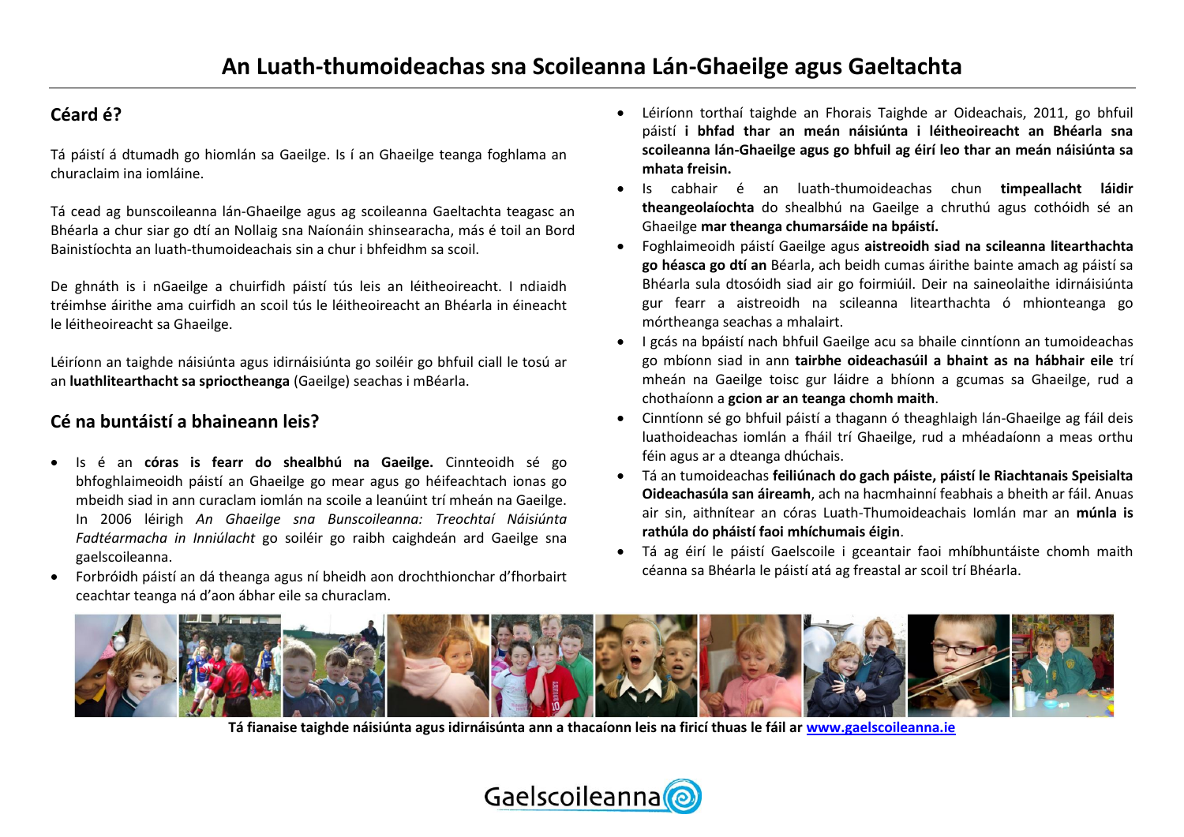# An Luath-thumoideachas sna Scoileanna Lán-Ghaeilge agus Gaeltachta

## Céard é?

Tá páistí á dtumadh go hiomlán sa Gaeilge. Is í an Ghaeilge teanga foghlama an churaclaim ina iomláine.

Tá cead ag bunscoileanna lán-Ghaeilge agus ag scoileanna Gaeltachta teagasc an Bhéarla a chur siar go dtí an Nollaig sna Naíonáin shinsearacha, más é toil an Bord Bainistíochta an luath-thumoideachais sin a chur i bhfeidhm sa scoil.

De ghnáth is i nGaeilge a chuirfidh páistí tús leis an léitheoireacht. I ndiaidh tréimhse áirithe ama cuirfidh an scoil tús le léitheoireacht an Bhéarla in éineacht le léitheoireacht sa Ghaeilge.

Léiríonn an taighde náisiúnta agus idirnáisiúnta go soiléir go bhfuil ciall le tosú ar an **luathlitearthacht sa sprioctheanga** (Gaeilge) seachas i mBéarla.

## Cé na buntáistí a bhaineann leis?

- Is é an **córas is fearr do shealbhú na Gaeilge.** Cinnteoidh sé go bhfoghlaimeoidh páistí an Ghaeilge go mear agus go héifeachtach ionas go mbeidh siad in ann curaclam iomlán na scoile a leanúint trí mheán na Gaeilge. In 2006 léirigh *An Ghaeilge sna Bunscoileanna: Treochtaí Náisiúnta Fadtéarmacha in Inniúlacht* go soiléir go raibh caighdeán ard Gaeilge sna gaelscoileanna.
- Forbróidh páistí an dá theanga agus ní bheidh aon drochthionchar d'fhorbairt ceachtar teanga ná d'aon ábhar eile sa churaclam.
- Léiríonn torthaí taighde an Fhorais Taighde ar Oideachais, 2011, go bhfuil páistí **i bhfad thar an meán náisiúnta i léitheoireacht an Bhéarla sna scoileanna lán-Ghaeilge agus go bhfuil ag éirí leo thar an meán náisiúnta sa mhata freisin.**
- Is cabhair é an luath-thumoideachas chun **timpeallacht láidir theangeolaíochta** do shealbhú na Gaeilge a chruthú agus cothóidh sé an Ghaeilge **mar theanga chumarsáide na bpáistí.**
- Foghlaimeoidh páistí Gaeilge agus **aistreoidh siad na scileanna litearthachta go héasca go dtí an** Béarla, ach beidh cumas áirithe bainte amach ag páistí sa Bhéarla sula dtosóidh siad air go foirmiúil. Deir na saineolaithe idirnáisiúnta gur fearr a aistreoidh na scileanna litearthachta ó mhionteanga go mórtheanga seachas a mhalairt.
- I gcás na bpáistí nach bhfuil Gaeilge acu sa bhaile cinntíonn an tumoideachas go mbíonn siad in ann **tairbhe oideachasúil a bhaint as na hábhair eile** trí mheán na Gaeilge toisc gur láidre a bhíonn a gcumas sa Ghaeilge, rud a chothaíonn a **gcion ar an teanga chomh maith**.
- Cinntíonn sé go bhfuil páistí a thagann ó theaghlaigh lán-Ghaeilge ag fáil deis luathoideachas iomlán a fháil trí Ghaeilge, rud a mhéadaíonn a meas orthu féin agus ar a dteanga dhúchais.
- Tá an tumoideachas **feiliúnach do gach páiste, páistí le Riachtanais Speisialta Oideachasúla san áireamh**, ach na hacmhainní feabhais a bheith ar fáil. Anuas air sin, aithnítear an córas Luath-Thumoideachais Iomlán mar an **múnla is rathúla do pháistí faoi mhíchumais éigin**.
- Tá ag éirí le páistí Gaelscoile i gceantair faoi mhíbhuntáiste chomh maith céanna sa Bhéarla le páistí atá ag freastal ar scoil trí Bhéarla.

**Tá fianaise taighde náisiúnta agus idirnáisúnta ann a thacaíonn leis na fíricí thuas le fáil ar www.gaelscoileanna.ie**

Gaelscoileanna